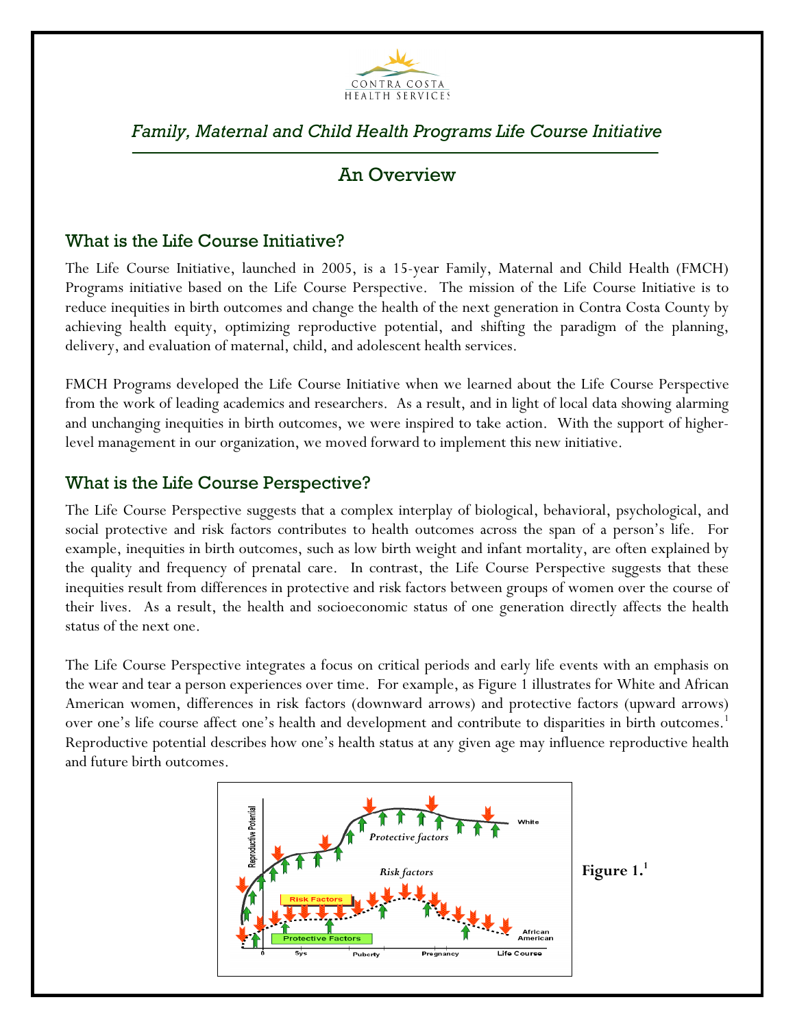CONTRA COSTA HEALTH SERVICES

*Family, Maternal and Child Health Programs Life Course Initiative*

# An Overview

## What is the Life Course Initiative?

The Life Course Initiative, launched in 2005, is a 15-year Family, Maternal and Child Health (FMCH) Programs initiative based on the Life Course Perspective. The mission of the Life Course Initiative is to reduce inequities in birth outcomes and change the health of the next generation in Contra Costa County by achieving health equity, optimizing reproductive potential, and shifting the paradigm of the planning, delivery, and evaluation of maternal, child, and adolescent health services.

FMCH Programs developed the Life Course Initiative when we learned about the Life Course Perspective from the work of leading academics and researchers. As a result, and in light of local data showing alarming and unchanging inequities in birth outcomes, we were inspired to take action. With the support of higher-level management in our organization, we moved forward to implement this new initiative.

## What is the Life Course Perspective?

The Life Course Perspective suggests that a complex interplay of biological, behavioral, psychological, and social protective and risk factors contributes to health outcomes across the span of a person's life. For example, inequities in birth outcomes, such as low birth weight and infant mortality, are often explained by the quality and frequency of prenatal care. In contrast, the Life Course Perspective suggests that these inequities result from differences in protective and risk factors between groups of women over the course of their lives. As a result, the health and socioeconomic status of one generation directly affects the health status of the next one.

The Life Course Perspective integrates a focus on critical periods and early life events with an emphasis on the wear and tear a person experiences over time. For example, as Figure 1 illustrates for White and African American women, differences in risk factors (downward arrows) and protective factors (upward arrows) over one's life course affect one's health and development and contribute to disparities in birth outcomes.[1] Reproductive potential describes how one's health status at any given age may influence reproductive health and future birth outcomes.

**Figure 1.**[1]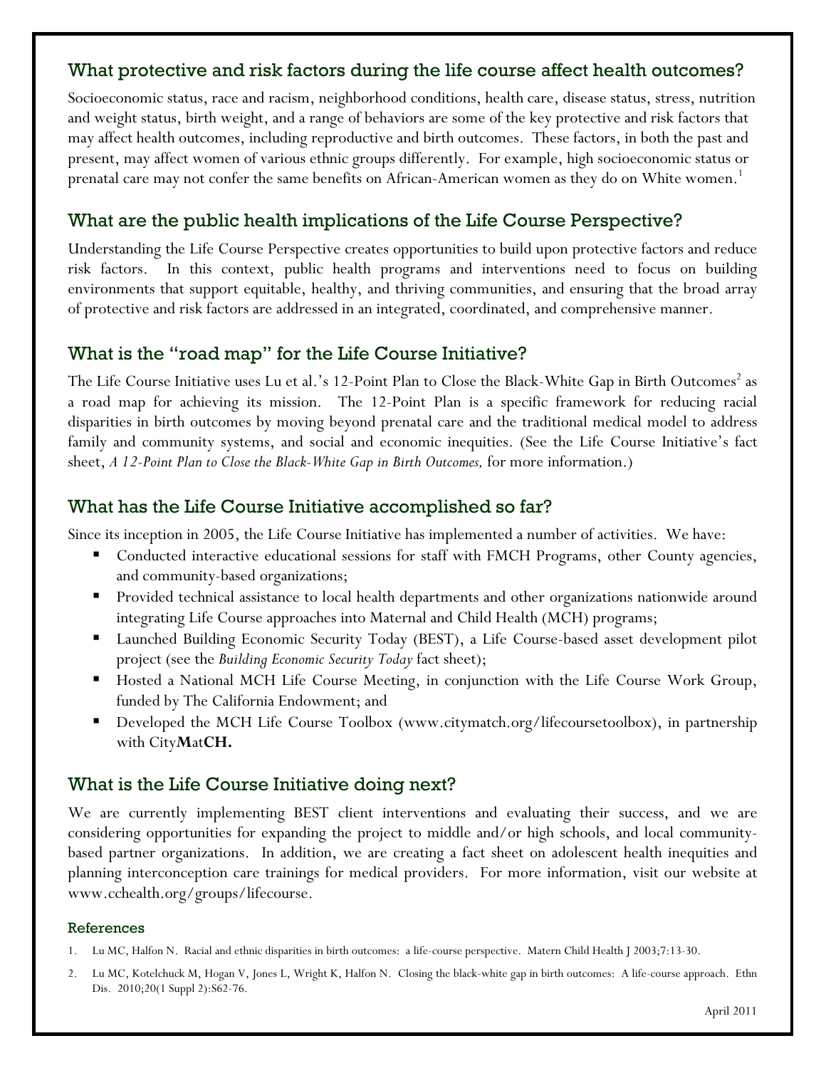## What protective and risk factors during the life course affect health outcomes?

Socioeconomic status, race and racism, neighborhood conditions, health care, disease status, stress, nutrition and weight status, birth weight, and a range of behaviors are some of the key protective and risk factors that may affect health outcomes, including reproductive and birth outcomes. These factors, in both the past and present, may affect women of various ethnic groups differently. For example, high socioeconomic status or prenatal care may not confer the same benefits on African-American women as they do on White women.[1]

## What are the public health implications of the Life Course Perspective?

Understanding the Life Course Perspective creates opportunities to build upon protective factors and reduce risk factors. In this context, public health programs and interventions need to focus on building environments that support equitable, healthy, and thriving communities, and ensuring that the broad array of protective and risk factors are addressed in an integrated, coordinated, and comprehensive manner.

## What is the "road map" for the Life Course Initiative?

The Life Course Initiative uses Lu et al.'s 12-Point Plan to Close the Black-White Gap in Birth Outcomes[2] as a road map for achieving its mission. The 12-Point Plan is a specific framework for reducing racial disparities in birth outcomes by moving beyond prenatal care and the traditional medical model to address family and community systems, and social and economic inequities. (See the Life Course Initiative's fact sheet, *A 12-Point Plan to Close the Black-White Gap in Birth Outcomes,* for more information.)

## What has the Life Course Initiative accomplished so far?

Since its inception in 2005, the Life Course Initiative has implemented a number of activities. We have:

- Conducted interactive educational sessions for staff with FMCH Programs, other County agencies, and community-based organizations;
- Provided technical assistance to local health departments and other organizations nationwide around integrating Life Course approaches into Maternal and Child Health (MCH) programs;
- Launched Building Economic Security Today (BEST), a Life Course-based asset development pilot project (see the *Building Economic Security Today* fact sheet);
- Hosted a National MCH Life Course Meeting, in conjunction with the Life Course Work Group, funded by The California Endowment; and
- Developed the MCH Life Course Toolbox (www.citymatch.org/lifecoursetoolbox), in partnership with City**M**at**CH.**

## What is the Life Course Initiative doing next?

We are currently implementing BEST client interventions and evaluating their success, and we are considering opportunities for expanding the project to middle and/or high schools, and local community-based partner organizations. In addition, we are creating a fact sheet on adolescent health inequities and planning interconception care trainings for medical providers. For more information, visit our website at www.cchealth.org/groups/lifecourse.

### References

1. Lu MC, Halfon N. Racial and ethnic disparities in birth outcomes: a life-course perspective. Matern Child Health J 2003;7:13-30.
2. Lu MC, Kotelchuck M, Hogan V, Jones L, Wright K, Halfon N. Closing the black-white gap in birth outcomes: A life-course approach. Ethn Dis. 2010;20(1 Suppl 2):S62-76.

April 2011